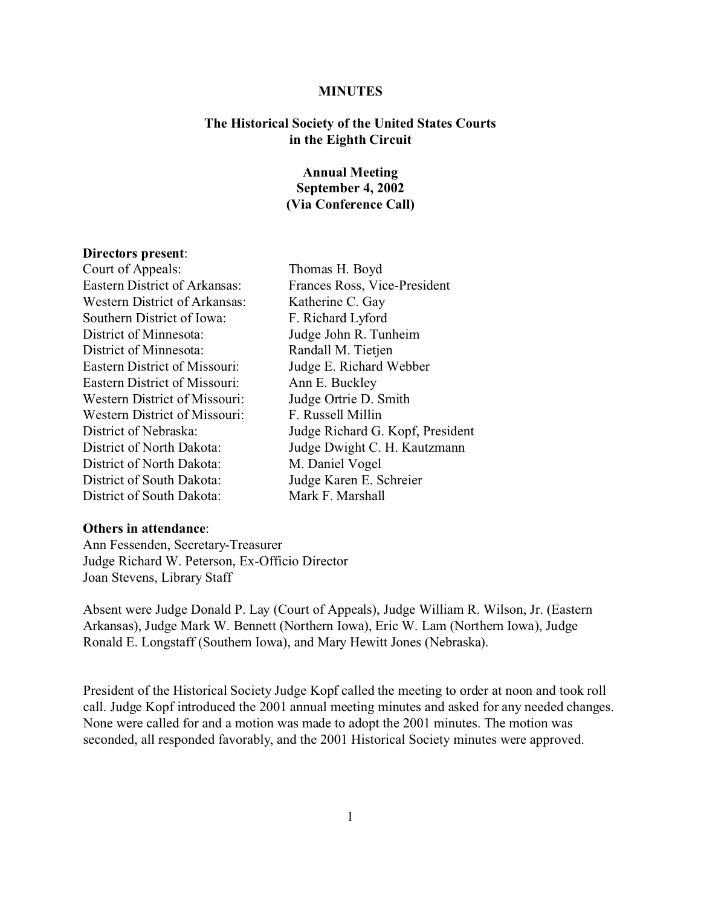# MINUTES

## The Historical Society of the United States Courts in the Eighth Circuit

### Annual Meeting
### September 4, 2002
### (Via Conference Call)

**Directors present**:

| | |
|---|---|
| Court of Appeals: | Thomas H. Boyd |
| Eastern District of Arkansas: | Frances Ross, Vice-President |
| Western District of Arkansas: | Katherine C. Gay |
| Southern District of Iowa: | F. Richard Lyford |
| District of Minnesota: | Judge John R. Tunheim |
| District of Minnesota: | Randall M. Tietjen |
| Eastern District of Missouri: | Judge E. Richard Webber |
| Eastern District of Missouri: | Ann E. Buckley |
| Western District of Missouri: | Judge Ortrie D. Smith |
| Western District of Missouri: | F. Russell Millin |
| District of Nebraska: | Judge Richard G. Kopf, President |
| District of North Dakota: | Judge Dwight C. H. Kautzmann |
| District of North Dakota: | M. Daniel Vogel |
| District of South Dakota: | Judge Karen E. Schreier |
| District of South Dakota: | Mark F. Marshall |

**Others in attendance**:
Ann Fessenden, Secretary-Treasurer
Judge Richard W. Peterson, Ex-Officio Director
Joan Stevens, Library Staff

Absent were Judge Donald P. Lay (Court of Appeals), Judge William R. Wilson, Jr. (Eastern Arkansas), Judge Mark W. Bennett (Northern Iowa), Eric W. Lam (Northern Iowa), Judge Ronald E. Longstaff (Southern Iowa), and Mary Hewitt Jones (Nebraska).

President of the Historical Society Judge Kopf called the meeting to order at noon and took roll call. Judge Kopf introduced the 2001 annual meeting minutes and asked for any needed changes. None were called for and a motion was made to adopt the 2001 minutes. The motion was seconded, all responded favorably, and the 2001 Historical Society minutes were approved.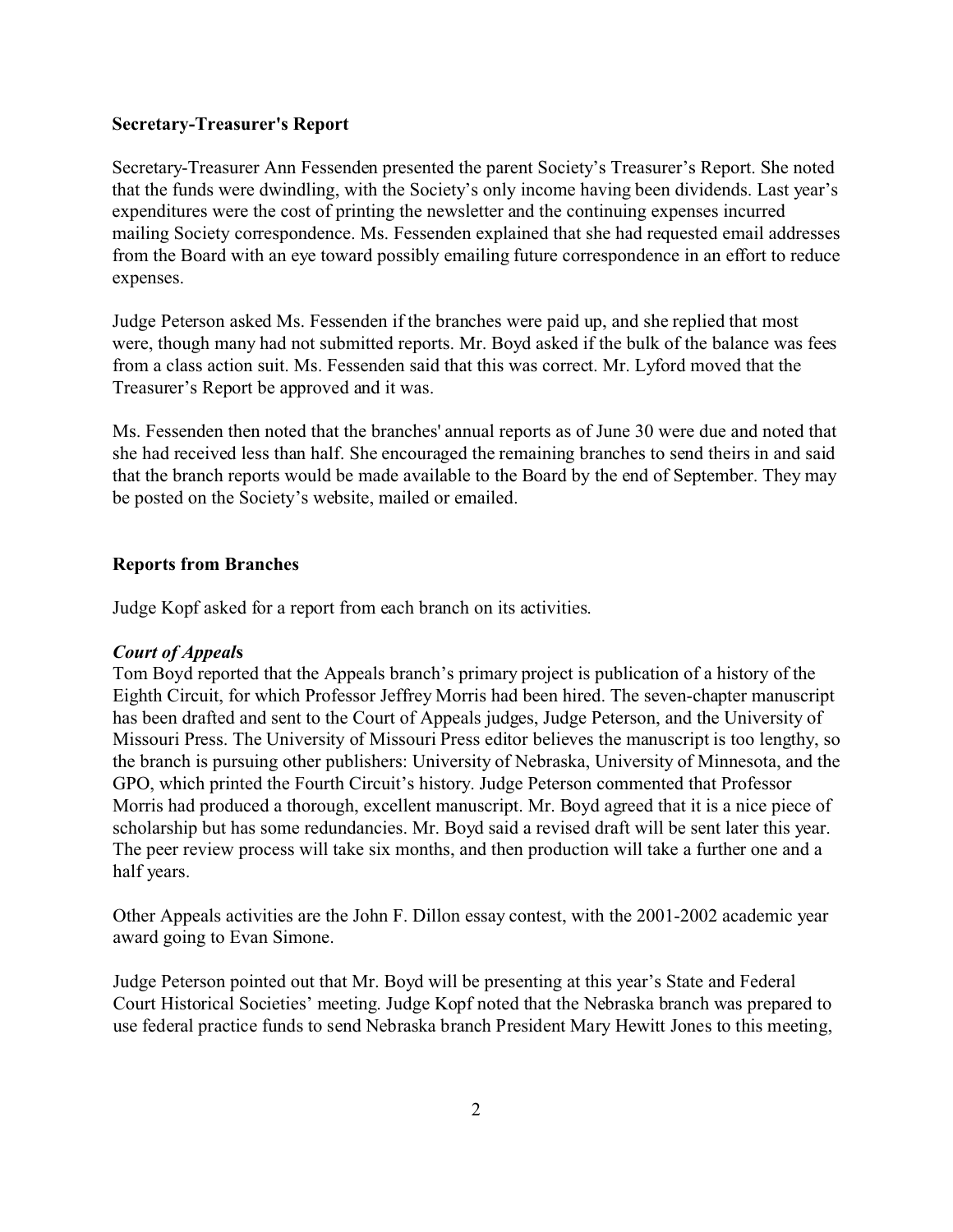**Secretary-Treasurer's Report**

Secretary-Treasurer Ann Fessenden presented the parent Society's Treasurer's Report. She noted that the funds were dwindling, with the Society's only income having been dividends. Last year's expenditures were the cost of printing the newsletter and the continuing expenses incurred mailing Society correspondence. Ms. Fessenden explained that she had requested email addresses from the Board with an eye toward possibly emailing future correspondence in an effort to reduce expenses.

Judge Peterson asked Ms. Fessenden if the branches were paid up, and she replied that most were, though many had not submitted reports. Mr. Boyd asked if the bulk of the balance was fees from a class action suit. Ms. Fessenden said that this was correct. Mr. Lyford moved that the Treasurer's Report be approved and it was.

Ms. Fessenden then noted that the branches' annual reports as of June 30 were due and noted that she had received less than half. She encouraged the remaining branches to send theirs in and said that the branch reports would be made available to the Board by the end of September. They may be posted on the Society's website, mailed or emailed.

**Reports from Branches**

Judge Kopf asked for a report from each branch on its activities.

***Court of Appeals***

Tom Boyd reported that the Appeals branch's primary project is publication of a history of the Eighth Circuit, for which Professor Jeffrey Morris had been hired. The seven-chapter manuscript has been drafted and sent to the Court of Appeals judges, Judge Peterson, and the University of Missouri Press. The University of Missouri Press editor believes the manuscript is too lengthy, so the branch is pursuing other publishers: University of Nebraska, University of Minnesota, and the GPO, which printed the Fourth Circuit's history. Judge Peterson commented that Professor Morris had produced a thorough, excellent manuscript. Mr. Boyd agreed that it is a nice piece of scholarship but has some redundancies. Mr. Boyd said a revised draft will be sent later this year. The peer review process will take six months, and then production will take a further one and a half years.

Other Appeals activities are the John F. Dillon essay contest, with the 2001-2002 academic year award going to Evan Simone.

Judge Peterson pointed out that Mr. Boyd will be presenting at this year's State and Federal Court Historical Societies' meeting. Judge Kopf noted that the Nebraska branch was prepared to use federal practice funds to send Nebraska branch President Mary Hewitt Jones to this meeting,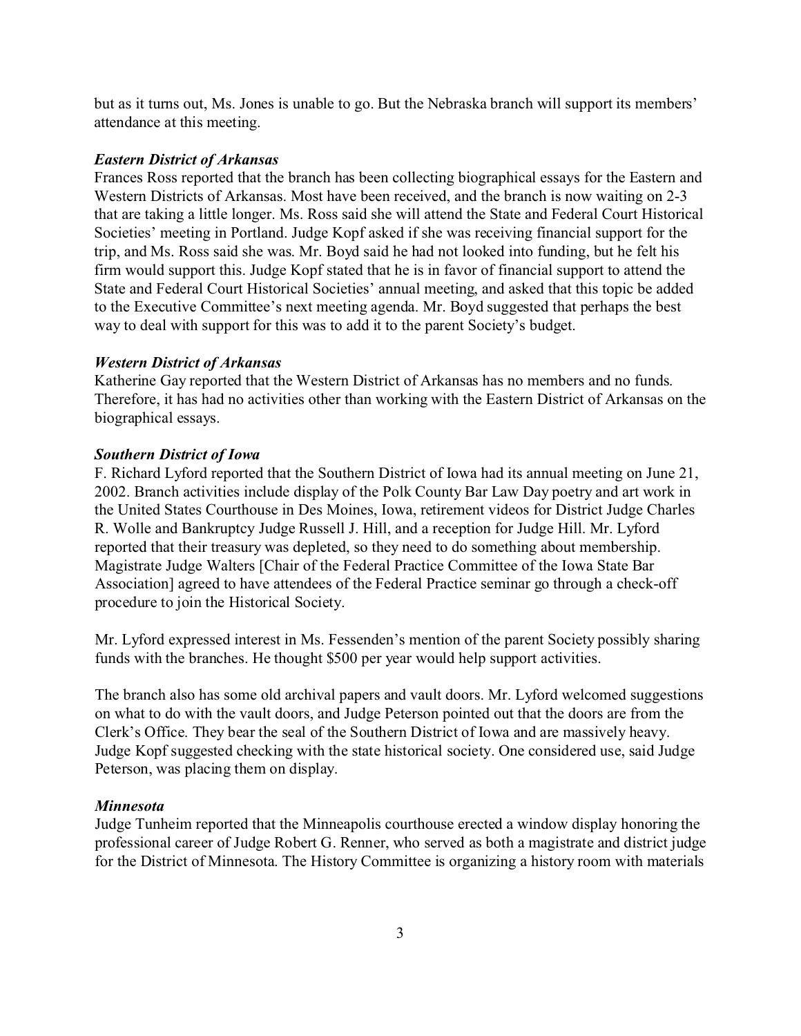but as it turns out, Ms. Jones is unable to go. But the Nebraska branch will support its members' attendance at this meeting.

***Eastern District of Arkansas***

Frances Ross reported that the branch has been collecting biographical essays for the Eastern and Western Districts of Arkansas. Most have been received, and the branch is now waiting on 2-3 that are taking a little longer. Ms. Ross said she will attend the State and Federal Court Historical Societies' meeting in Portland. Judge Kopf asked if she was receiving financial support for the trip, and Ms. Ross said she was. Mr. Boyd said he had not looked into funding, but he felt his firm would support this. Judge Kopf stated that he is in favor of financial support to attend the State and Federal Court Historical Societies' annual meeting, and asked that this topic be added to the Executive Committee's next meeting agenda. Mr. Boyd suggested that perhaps the best way to deal with support for this was to add it to the parent Society's budget.

***Western District of Arkansas***

Katherine Gay reported that the Western District of Arkansas has no members and no funds. Therefore, it has had no activities other than working with the Eastern District of Arkansas on the biographical essays.

***Southern District of Iowa***

F. Richard Lyford reported that the Southern District of Iowa had its annual meeting on June 21, 2002. Branch activities include display of the Polk County Bar Law Day poetry and art work in the United States Courthouse in Des Moines, Iowa, retirement videos for District Judge Charles R. Wolle and Bankruptcy Judge Russell J. Hill, and a reception for Judge Hill. Mr. Lyford reported that their treasury was depleted, so they need to do something about membership. Magistrate Judge Walters [Chair of the Federal Practice Committee of the Iowa State Bar Association] agreed to have attendees of the Federal Practice seminar go through a check-off procedure to join the Historical Society.

Mr. Lyford expressed interest in Ms. Fessenden's mention of the parent Society possibly sharing funds with the branches. He thought $500 per year would help support activities.

The branch also has some old archival papers and vault doors. Mr. Lyford welcomed suggestions on what to do with the vault doors, and Judge Peterson pointed out that the doors are from the Clerk's Office. They bear the seal of the Southern District of Iowa and are massively heavy. Judge Kopf suggested checking with the state historical society. One considered use, said Judge Peterson, was placing them on display.

***Minnesota***

Judge Tunheim reported that the Minneapolis courthouse erected a window display honoring the professional career of Judge Robert G. Renner, who served as both a magistrate and district judge for the District of Minnesota. The History Committee is organizing a history room with materials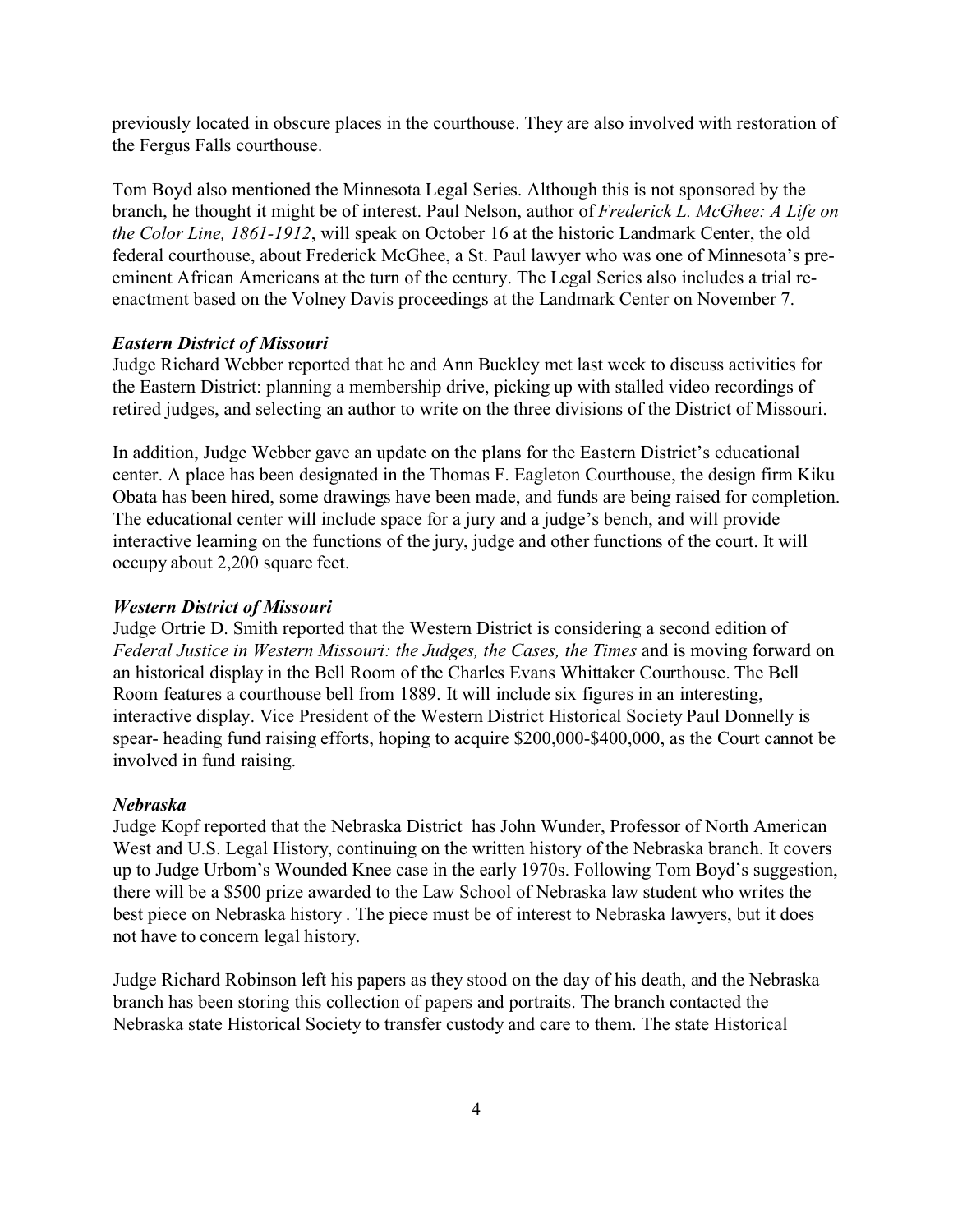previously located in obscure places in the courthouse. They are also involved with restoration of the Fergus Falls courthouse.

Tom Boyd also mentioned the Minnesota Legal Series. Although this is not sponsored by the branch, he thought it might be of interest. Paul Nelson, author of *Frederick L. McGhee: A Life on the Color Line, 1861-1912*, will speak on October 16 at the historic Landmark Center, the old federal courthouse, about Frederick McGhee, a St. Paul lawyer who was one of Minnesota's pre-eminent African Americans at the turn of the century. The Legal Series also includes a trial re-enactment based on the Volney Davis proceedings at the Landmark Center on November 7.

***Eastern District of Missouri***

Judge Richard Webber reported that he and Ann Buckley met last week to discuss activities for the Eastern District: planning a membership drive, picking up with stalled video recordings of retired judges, and selecting an author to write on the three divisions of the District of Missouri.

In addition, Judge Webber gave an update on the plans for the Eastern District's educational center. A place has been designated in the Thomas F. Eagleton Courthouse, the design firm Kiku Obata has been hired, some drawings have been made, and funds are being raised for completion. The educational center will include space for a jury and a judge's bench, and will provide interactive learning on the functions of the jury, judge and other functions of the court. It will occupy about 2,200 square feet.

***Western District of Missouri***

Judge Ortrie D. Smith reported that the Western District is considering a second edition of *Federal Justice in Western Missouri: the Judges, the Cases, the Times* and is moving forward on an historical display in the Bell Room of the Charles Evans Whittaker Courthouse. The Bell Room features a courthouse bell from 1889. It will include six figures in an interesting, interactive display. Vice President of the Western District Historical Society Paul Donnelly is spear- heading fund raising efforts, hoping to acquire $200,000-$400,000, as the Court cannot be involved in fund raising.

***Nebraska***

Judge Kopf reported that the Nebraska District has John Wunder, Professor of North American West and U.S. Legal History, continuing on the written history of the Nebraska branch. It covers up to Judge Urbom's Wounded Knee case in the early 1970s. Following Tom Boyd's suggestion, there will be a $500 prize awarded to the Law School of Nebraska law student who writes the best piece on Nebraska history . The piece must be of interest to Nebraska lawyers, but it does not have to concern legal history.

Judge Richard Robinson left his papers as they stood on the day of his death, and the Nebraska branch has been storing this collection of papers and portraits. The branch contacted the Nebraska state Historical Society to transfer custody and care to them. The state Historical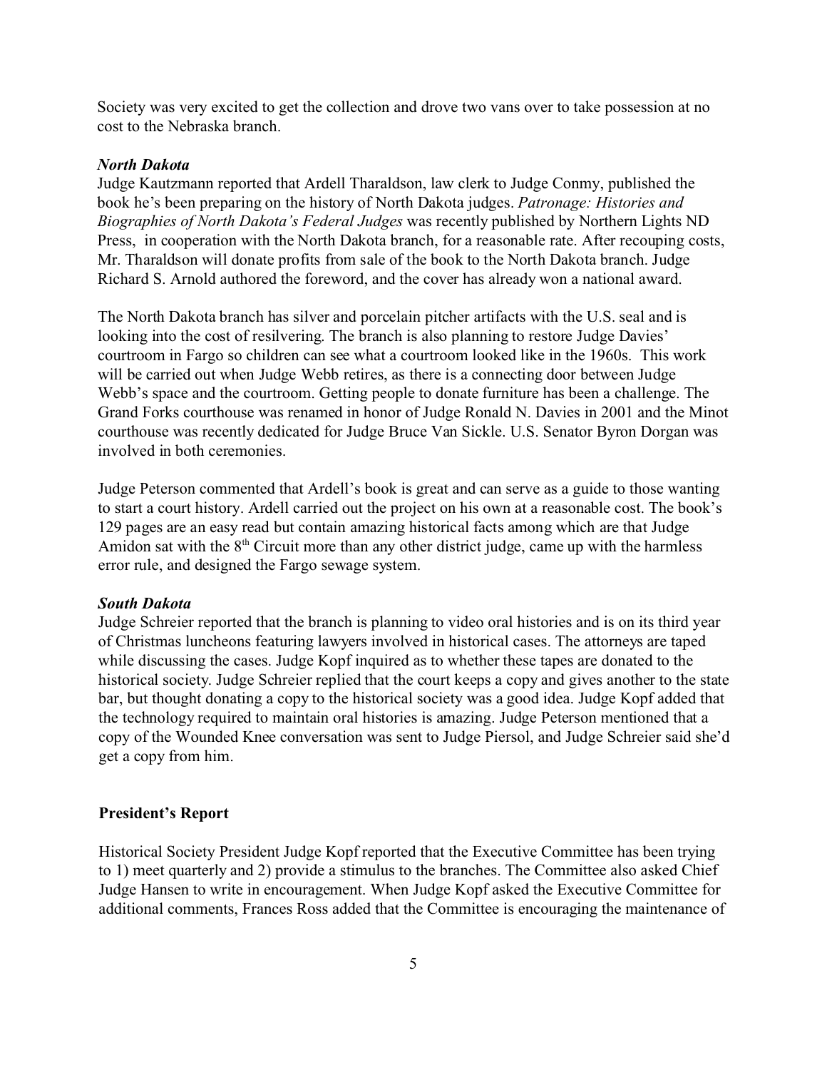Society was very excited to get the collection and drove two vans over to take possession at no cost to the Nebraska branch.

***North Dakota***

Judge Kautzmann reported that Ardell Tharaldson, law clerk to Judge Conmy, published the book he's been preparing on the history of North Dakota judges. *Patronage: Histories and Biographies of North Dakota's Federal Judges* was recently published by Northern Lights ND Press, in cooperation with the North Dakota branch, for a reasonable rate. After recouping costs, Mr. Tharaldson will donate profits from sale of the book to the North Dakota branch. Judge Richard S. Arnold authored the foreword, and the cover has already won a national award.

The North Dakota branch has silver and porcelain pitcher artifacts with the U.S. seal and is looking into the cost of resilvering. The branch is also planning to restore Judge Davies' courtroom in Fargo so children can see what a courtroom looked like in the 1960s. This work will be carried out when Judge Webb retires, as there is a connecting door between Judge Webb's space and the courtroom. Getting people to donate furniture has been a challenge. The Grand Forks courthouse was renamed in honor of Judge Ronald N. Davies in 2001 and the Minot courthouse was recently dedicated for Judge Bruce Van Sickle. U.S. Senator Byron Dorgan was involved in both ceremonies.

Judge Peterson commented that Ardell's book is great and can serve as a guide to those wanting to start a court history. Ardell carried out the project on his own at a reasonable cost. The book's 129 pages are an easy read but contain amazing historical facts among which are that Judge Amidon sat with the 8th Circuit more than any other district judge, came up with the harmless error rule, and designed the Fargo sewage system.

***South Dakota***

Judge Schreier reported that the branch is planning to video oral histories and is on its third year of Christmas luncheons featuring lawyers involved in historical cases. The attorneys are taped while discussing the cases. Judge Kopf inquired as to whether these tapes are donated to the historical society. Judge Schreier replied that the court keeps a copy and gives another to the state bar, but thought donating a copy to the historical society was a good idea. Judge Kopf added that the technology required to maintain oral histories is amazing. Judge Peterson mentioned that a copy of the Wounded Knee conversation was sent to Judge Piersol, and Judge Schreier said she'd get a copy from him.

**President's Report**

Historical Society President Judge Kopf reported that the Executive Committee has been trying to 1) meet quarterly and 2) provide a stimulus to the branches. The Committee also asked Chief Judge Hansen to write in encouragement. When Judge Kopf asked the Executive Committee for additional comments, Frances Ross added that the Committee is encouraging the maintenance of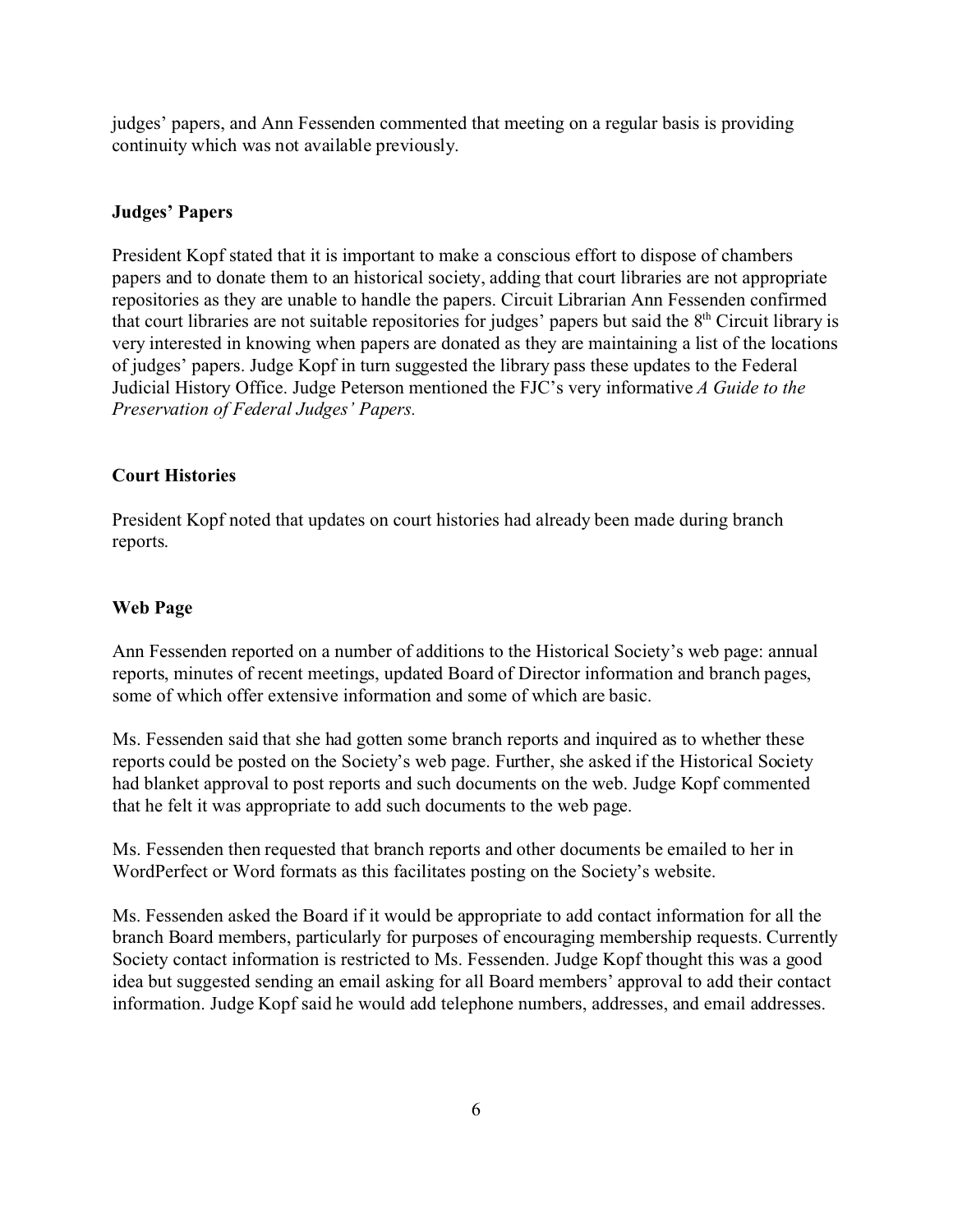judges' papers, and Ann Fessenden commented that meeting on a regular basis is providing continuity which was not available previously.

**Judges' Papers**

President Kopf stated that it is important to make a conscious effort to dispose of chambers papers and to donate them to an historical society, adding that court libraries are not appropriate repositories as they are unable to handle the papers. Circuit Librarian Ann Fessenden confirmed that court libraries are not suitable repositories for judges' papers but said the 8th Circuit library is very interested in knowing when papers are donated as they are maintaining a list of the locations of judges' papers. Judge Kopf in turn suggested the library pass these updates to the Federal Judicial History Office. Judge Peterson mentioned the FJC's very informative *A Guide to the Preservation of Federal Judges' Papers.*

**Court Histories**

President Kopf noted that updates on court histories had already been made during branch reports.

**Web Page**

Ann Fessenden reported on a number of additions to the Historical Society's web page: annual reports, minutes of recent meetings, updated Board of Director information and branch pages, some of which offer extensive information and some of which are basic.

Ms. Fessenden said that she had gotten some branch reports and inquired as to whether these reports could be posted on the Society's web page. Further, she asked if the Historical Society had blanket approval to post reports and such documents on the web. Judge Kopf commented that he felt it was appropriate to add such documents to the web page.

Ms. Fessenden then requested that branch reports and other documents be emailed to her in WordPerfect or Word formats as this facilitates posting on the Society's website.

Ms. Fessenden asked the Board if it would be appropriate to add contact information for all the branch Board members, particularly for purposes of encouraging membership requests. Currently Society contact information is restricted to Ms. Fessenden. Judge Kopf thought this was a good idea but suggested sending an email asking for all Board members' approval to add their contact information. Judge Kopf said he would add telephone numbers, addresses, and email addresses.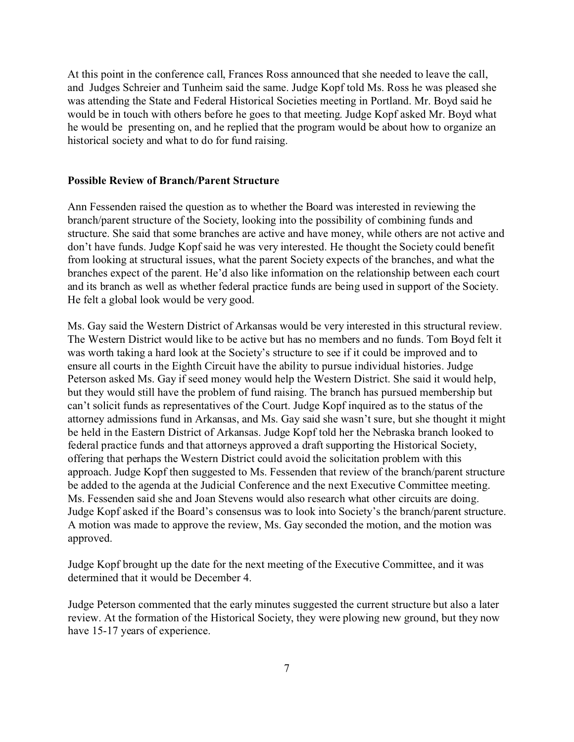At this point in the conference call, Frances Ross announced that she needed to leave the call, and Judges Schreier and Tunheim said the same. Judge Kopf told Ms. Ross he was pleased she was attending the State and Federal Historical Societies meeting in Portland. Mr. Boyd said he would be in touch with others before he goes to that meeting. Judge Kopf asked Mr. Boyd what he would be presenting on, and he replied that the program would be about how to organize an historical society and what to do for fund raising.

**Possible Review of Branch/Parent Structure**

Ann Fessenden raised the question as to whether the Board was interested in reviewing the branch/parent structure of the Society, looking into the possibility of combining funds and structure. She said that some branches are active and have money, while others are not active and don't have funds. Judge Kopf said he was very interested. He thought the Society could benefit from looking at structural issues, what the parent Society expects of the branches, and what the branches expect of the parent. He'd also like information on the relationship between each court and its branch as well as whether federal practice funds are being used in support of the Society. He felt a global look would be very good.

Ms. Gay said the Western District of Arkansas would be very interested in this structural review. The Western District would like to be active but has no members and no funds. Tom Boyd felt it was worth taking a hard look at the Society's structure to see if it could be improved and to ensure all courts in the Eighth Circuit have the ability to pursue individual histories. Judge Peterson asked Ms. Gay if seed money would help the Western District. She said it would help, but they would still have the problem of fund raising. The branch has pursued membership but can't solicit funds as representatives of the Court. Judge Kopf inquired as to the status of the attorney admissions fund in Arkansas, and Ms. Gay said she wasn't sure, but she thought it might be held in the Eastern District of Arkansas. Judge Kopf told her the Nebraska branch looked to federal practice funds and that attorneys approved a draft supporting the Historical Society, offering that perhaps the Western District could avoid the solicitation problem with this approach. Judge Kopf then suggested to Ms. Fessenden that review of the branch/parent structure be added to the agenda at the Judicial Conference and the next Executive Committee meeting. Ms. Fessenden said she and Joan Stevens would also research what other circuits are doing. Judge Kopf asked if the Board's consensus was to look into Society's the branch/parent structure. A motion was made to approve the review, Ms. Gay seconded the motion, and the motion was approved.

Judge Kopf brought up the date for the next meeting of the Executive Committee, and it was determined that it would be December 4.

Judge Peterson commented that the early minutes suggested the current structure but also a later review. At the formation of the Historical Society, they were plowing new ground, but they now have 15-17 years of experience.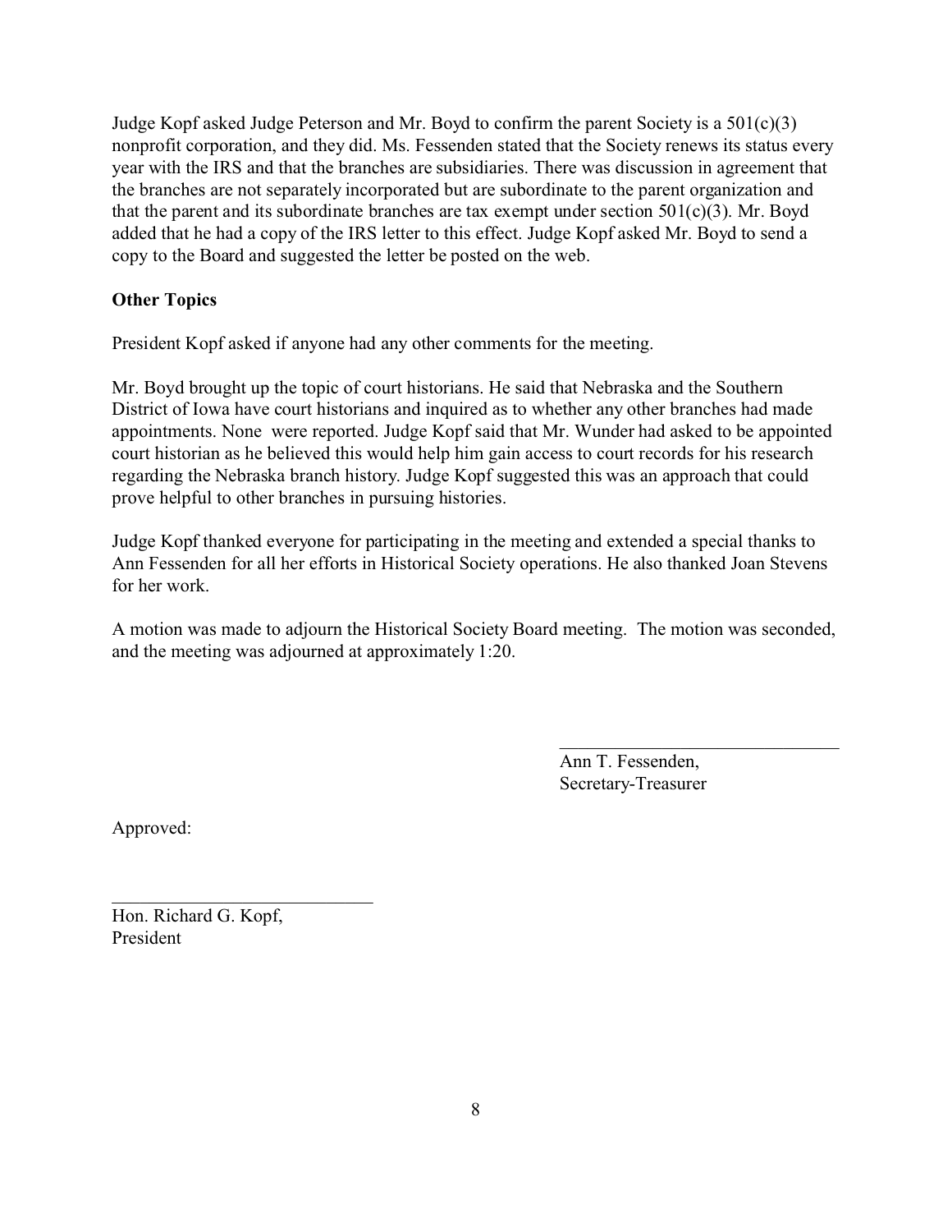Judge Kopf asked Judge Peterson and Mr. Boyd to confirm the parent Society is a 501(c)(3) nonprofit corporation, and they did. Ms. Fessenden stated that the Society renews its status every year with the IRS and that the branches are subsidiaries. There was discussion in agreement that the branches are not separately incorporated but are subordinate to the parent organization and that the parent and its subordinate branches are tax exempt under section 501(c)(3). Mr. Boyd added that he had a copy of the IRS letter to this effect. Judge Kopf asked Mr. Boyd to send a copy to the Board and suggested the letter be posted on the web.

**Other Topics**

President Kopf asked if anyone had any other comments for the meeting.

Mr. Boyd brought up the topic of court historians. He said that Nebraska and the Southern District of Iowa have court historians and inquired as to whether any other branches had made appointments. None were reported. Judge Kopf said that Mr. Wunder had asked to be appointed court historian as he believed this would help him gain access to court records for his research regarding the Nebraska branch history. Judge Kopf suggested this was an approach that could prove helpful to other branches in pursuing histories.

Judge Kopf thanked everyone for participating in the meeting and extended a special thanks to Ann Fessenden for all her efforts in Historical Society operations. He also thanked Joan Stevens for her work.

A motion was made to adjourn the Historical Society Board meeting. The motion was seconded, and the meeting was adjourned at approximately 1:20.

\_\_\_\_\_\_\_\_\_\_\_\_\_\_\_\_\_\_\_\_\_\_\_\_\_\_\_\_\_\_
Ann T. Fessenden,
Secretary-Treasurer

Approved:

\_\_\_\_\_\_\_\_\_\_\_\_\_\_\_\_\_\_\_\_\_\_\_\_\_\_\_\_\_\_
Hon. Richard G. Kopf,
President